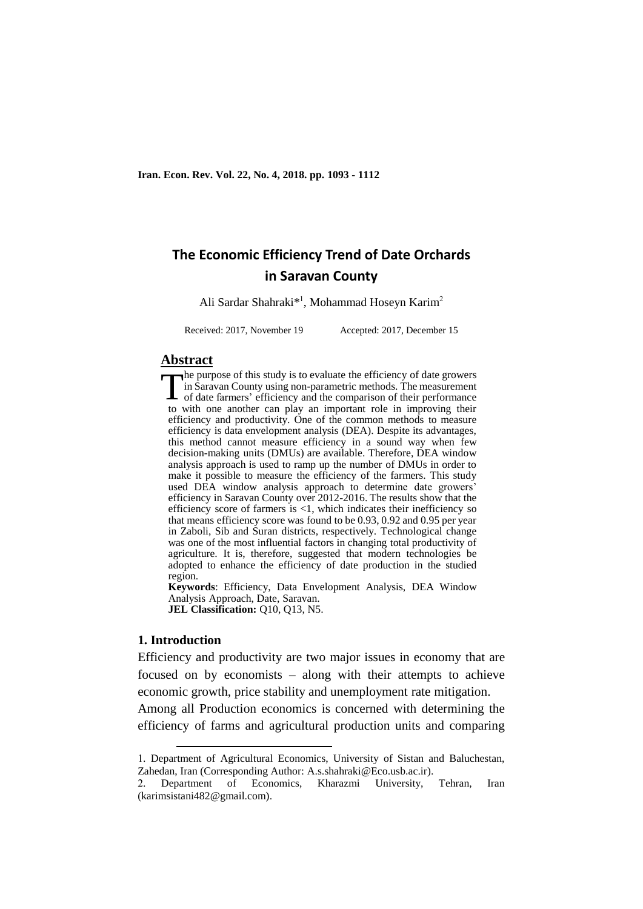# The Economic Efficiency Trend of Date Orchards in Saravan County

Ali Sardar Shahraki*[1], Mohammad Hoseyn Karim[2]

Received: 2017, November 19 Accepted: 2017, December 15

## Abstract

The purpose of this study is to evaluate the efficiency of date growers in Saravan County using non-parametric methods. The measurement of date farmers' efficiency and the comparison of their performance to with one another can play an important role in improving their efficiency and productivity. One of the common methods to measure efficiency is data envelopment analysis (DEA). Despite its advantages, this method cannot measure efficiency in a sound way when few decision-making units (DMUs) are available. Therefore, DEA window analysis approach is used to ramp up the number of DMUs in order to make it possible to measure the efficiency of the farmers. This study used DEA window analysis approach to determine date growers' efficiency in Saravan County over 2012-2016. The results show that the efficiency score of farmers is <1, which indicates their inefficiency so that means efficiency score was found to be 0.93, 0.92 and 0.95 per year in Zaboli, Sib and Suran districts, respectively. Technological change was one of the most influential factors in changing total productivity of agriculture. It is, therefore, suggested that modern technologies be adopted to enhance the efficiency of date production in the studied region.

**Keywords**: Efficiency, Data Envelopment Analysis, DEA Window Analysis Approach, Date, Saravan.

**JEL Classification:** Q10, Q13, N5.

## 1. Introduction

Efficiency and productivity are two major issues in economy that are focused on by economists – along with their attempts to achieve economic growth, price stability and unemployment rate mitigation. Among all Production economics is concerned with determining the efficiency of farms and agricultural production units and comparing

---

1. Department of Agricultural Economics, University of Sistan and Baluchestan, Zahedan, Iran (Corresponding Author: A.s.shahraki@Eco.usb.ac.ir).
2. Department of Economics, Kharazmi University, Tehran, Iran (karimsistani482@gmail.com).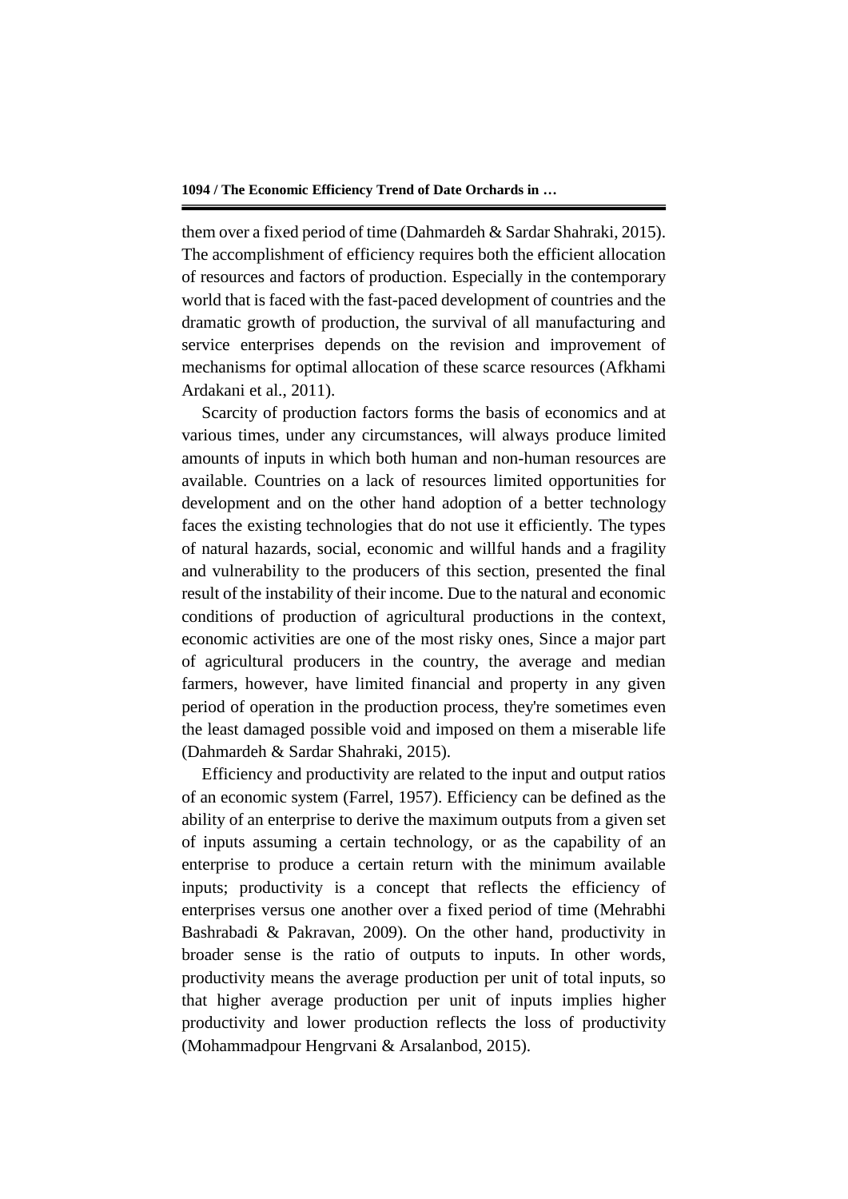them over a fixed period of time (Dahmardeh & Sardar Shahraki, 2015). The accomplishment of efficiency requires both the efficient allocation of resources and factors of production. Especially in the contemporary world that is faced with the fast-paced development of countries and the dramatic growth of production, the survival of all manufacturing and service enterprises depends on the revision and improvement of mechanisms for optimal allocation of these scarce resources (Afkhami Ardakani et al., 2011).

Scarcity of production factors forms the basis of economics and at various times, under any circumstances, will always produce limited amounts of inputs in which both human and non-human resources are available. Countries on a lack of resources limited opportunities for development and on the other hand adoption of a better technology faces the existing technologies that do not use it efficiently. The types of natural hazards, social, economic and willful hands and a fragility and vulnerability to the producers of this section, presented the final result of the instability of their income. Due to the natural and economic conditions of production of agricultural productions in the context, economic activities are one of the most risky ones, Since a major part of agricultural producers in the country, the average and median farmers, however, have limited financial and property in any given period of operation in the production process, they're sometimes even the least damaged possible void and imposed on them a miserable life (Dahmardeh & Sardar Shahraki, 2015).

Efficiency and productivity are related to the input and output ratios of an economic system (Farrel, 1957). Efficiency can be defined as the ability of an enterprise to derive the maximum outputs from a given set of inputs assuming a certain technology, or as the capability of an enterprise to produce a certain return with the minimum available inputs; productivity is a concept that reflects the efficiency of enterprises versus one another over a fixed period of time (Mehrabhi Bashrabadi & Pakravan, 2009). On the other hand, productivity in broader sense is the ratio of outputs to inputs. In other words, productivity means the average production per unit of total inputs, so that higher average production per unit of inputs implies higher productivity and lower production reflects the loss of productivity (Mohammadpour Hengrvani & Arsalanbod, 2015).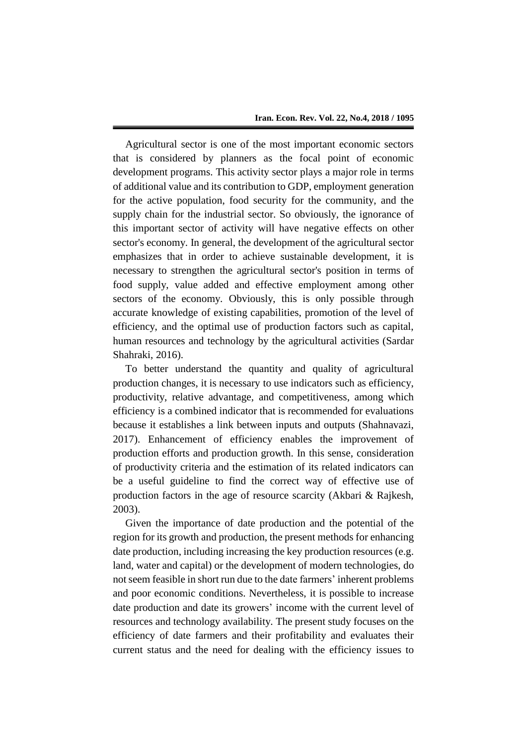Agricultural sector is one of the most important economic sectors that is considered by planners as the focal point of economic development programs. This activity sector plays a major role in terms of additional value and its contribution to GDP, employment generation for the active population, food security for the community, and the supply chain for the industrial sector. So obviously, the ignorance of this important sector of activity will have negative effects on other sector's economy. In general, the development of the agricultural sector emphasizes that in order to achieve sustainable development, it is necessary to strengthen the agricultural sector's position in terms of food supply, value added and effective employment among other sectors of the economy. Obviously, this is only possible through accurate knowledge of existing capabilities, promotion of the level of efficiency, and the optimal use of production factors such as capital, human resources and technology by the agricultural activities (Sardar Shahraki, 2016).

To better understand the quantity and quality of agricultural production changes, it is necessary to use indicators such as efficiency, productivity, relative advantage, and competitiveness, among which efficiency is a combined indicator that is recommended for evaluations because it establishes a link between inputs and outputs (Shahnavazi, 2017). Enhancement of efficiency enables the improvement of production efforts and production growth. In this sense, consideration of productivity criteria and the estimation of its related indicators can be a useful guideline to find the correct way of effective use of production factors in the age of resource scarcity (Akbari & Rajkesh, 2003).

Given the importance of date production and the potential of the region for its growth and production, the present methods for enhancing date production, including increasing the key production resources (e.g. land, water and capital) or the development of modern technologies, do not seem feasible in short run due to the date farmers' inherent problems and poor economic conditions. Nevertheless, it is possible to increase date production and date its growers' income with the current level of resources and technology availability. The present study focuses on the efficiency of date farmers and their profitability and evaluates their current status and the need for dealing with the efficiency issues to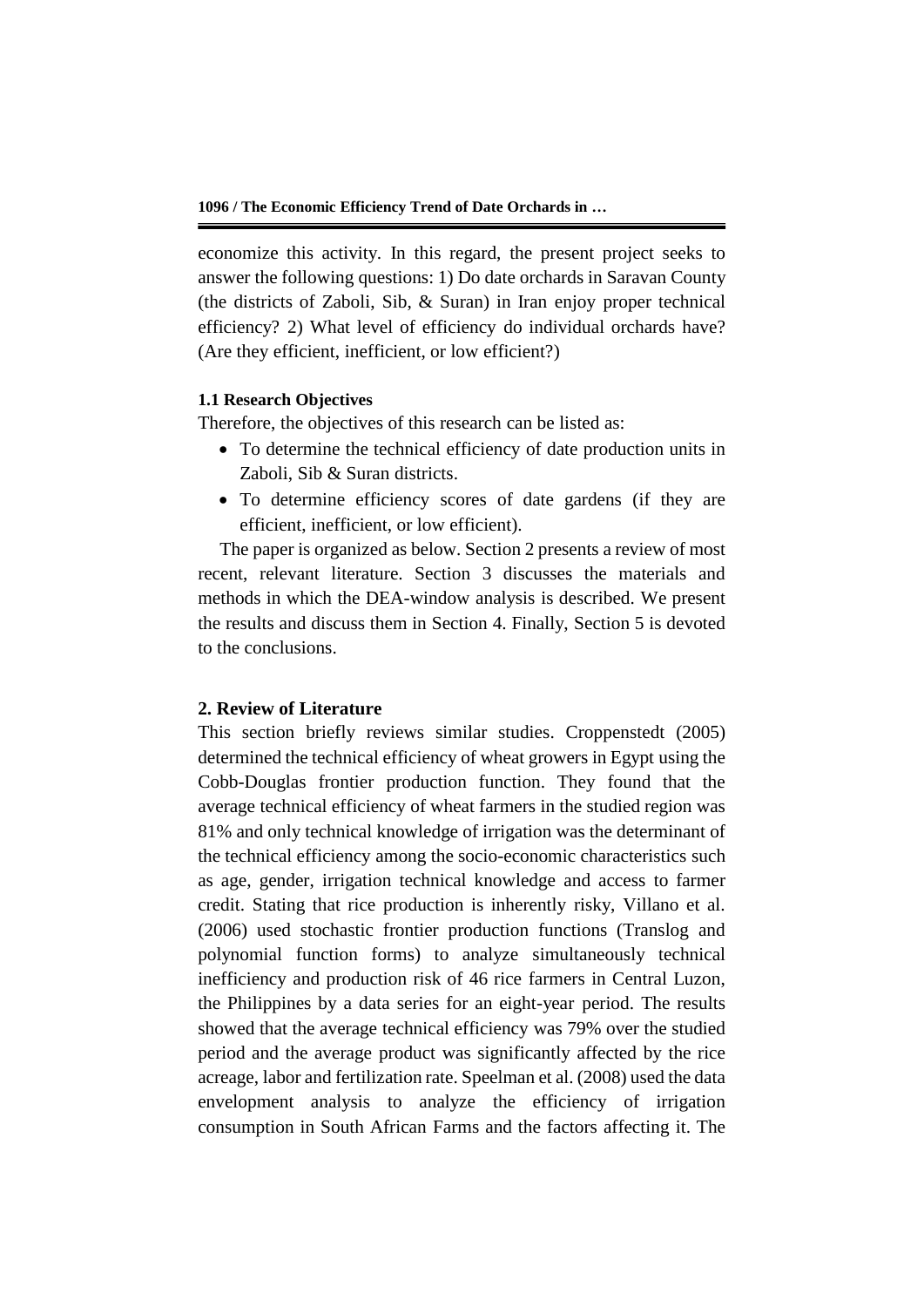economize this activity. In this regard, the present project seeks to answer the following questions: 1) Do date orchards in Saravan County (the districts of Zaboli, Sib, & Suran) in Iran enjoy proper technical efficiency? 2) What level of efficiency do individual orchards have? (Are they efficient, inefficient, or low efficient?)

### 1.1 Research Objectives

Therefore, the objectives of this research can be listed as:

- To determine the technical efficiency of date production units in Zaboli, Sib & Suran districts.
- To determine efficiency scores of date gardens (if they are efficient, inefficient, or low efficient).

The paper is organized as below. Section 2 presents a review of most recent, relevant literature. Section 3 discusses the materials and methods in which the DEA-window analysis is described. We present the results and discuss them in Section 4. Finally, Section 5 is devoted to the conclusions.

## 2. Review of Literature

This section briefly reviews similar studies. Croppenstedt (2005) determined the technical efficiency of wheat growers in Egypt using the Cobb-Douglas frontier production function. They found that the average technical efficiency of wheat farmers in the studied region was 81% and only technical knowledge of irrigation was the determinant of the technical efficiency among the socio-economic characteristics such as age, gender, irrigation technical knowledge and access to farmer credit. Stating that rice production is inherently risky, Villano et al. (2006) used stochastic frontier production functions (Translog and polynomial function forms) to analyze simultaneously technical inefficiency and production risk of 46 rice farmers in Central Luzon, the Philippines by a data series for an eight-year period. The results showed that the average technical efficiency was 79% over the studied period and the average product was significantly affected by the rice acreage, labor and fertilization rate. Speelman et al. (2008) used the data envelopment analysis to analyze the efficiency of irrigation consumption in South African Farms and the factors affecting it. The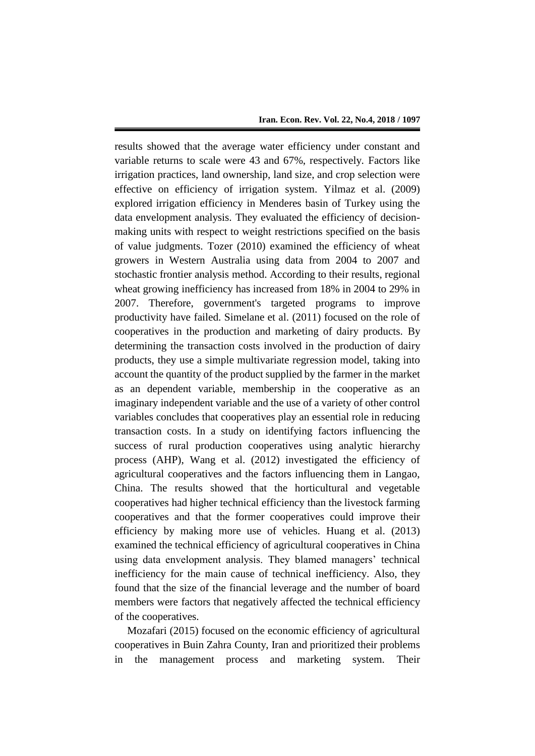results showed that the average water efficiency under constant and variable returns to scale were 43 and 67%, respectively. Factors like irrigation practices, land ownership, land size, and crop selection were effective on efficiency of irrigation system. Yilmaz et al. (2009) explored irrigation efficiency in Menderes basin of Turkey using the data envelopment analysis. They evaluated the efficiency of decision-making units with respect to weight restrictions specified on the basis of value judgments. Tozer (2010) examined the efficiency of wheat growers in Western Australia using data from 2004 to 2007 and stochastic frontier analysis method. According to their results, regional wheat growing inefficiency has increased from 18% in 2004 to 29% in 2007. Therefore, government's targeted programs to improve productivity have failed. Simelane et al. (2011) focused on the role of cooperatives in the production and marketing of dairy products. By determining the transaction costs involved in the production of dairy products, they use a simple multivariate regression model, taking into account the quantity of the product supplied by the farmer in the market as an dependent variable, membership in the cooperative as an imaginary independent variable and the use of a variety of other control variables concludes that cooperatives play an essential role in reducing transaction costs. In a study on identifying factors influencing the success of rural production cooperatives using analytic hierarchy process (AHP), Wang et al. (2012) investigated the efficiency of agricultural cooperatives and the factors influencing them in Langao, China. The results showed that the horticultural and vegetable cooperatives had higher technical efficiency than the livestock farming cooperatives and that the former cooperatives could improve their efficiency by making more use of vehicles. Huang et al. (2013) examined the technical efficiency of agricultural cooperatives in China using data envelopment analysis. They blamed managers' technical inefficiency for the main cause of technical inefficiency. Also, they found that the size of the financial leverage and the number of board members were factors that negatively affected the technical efficiency of the cooperatives.

Mozafari (2015) focused on the economic efficiency of agricultural cooperatives in Buin Zahra County, Iran and prioritized their problems in the management process and marketing system. Their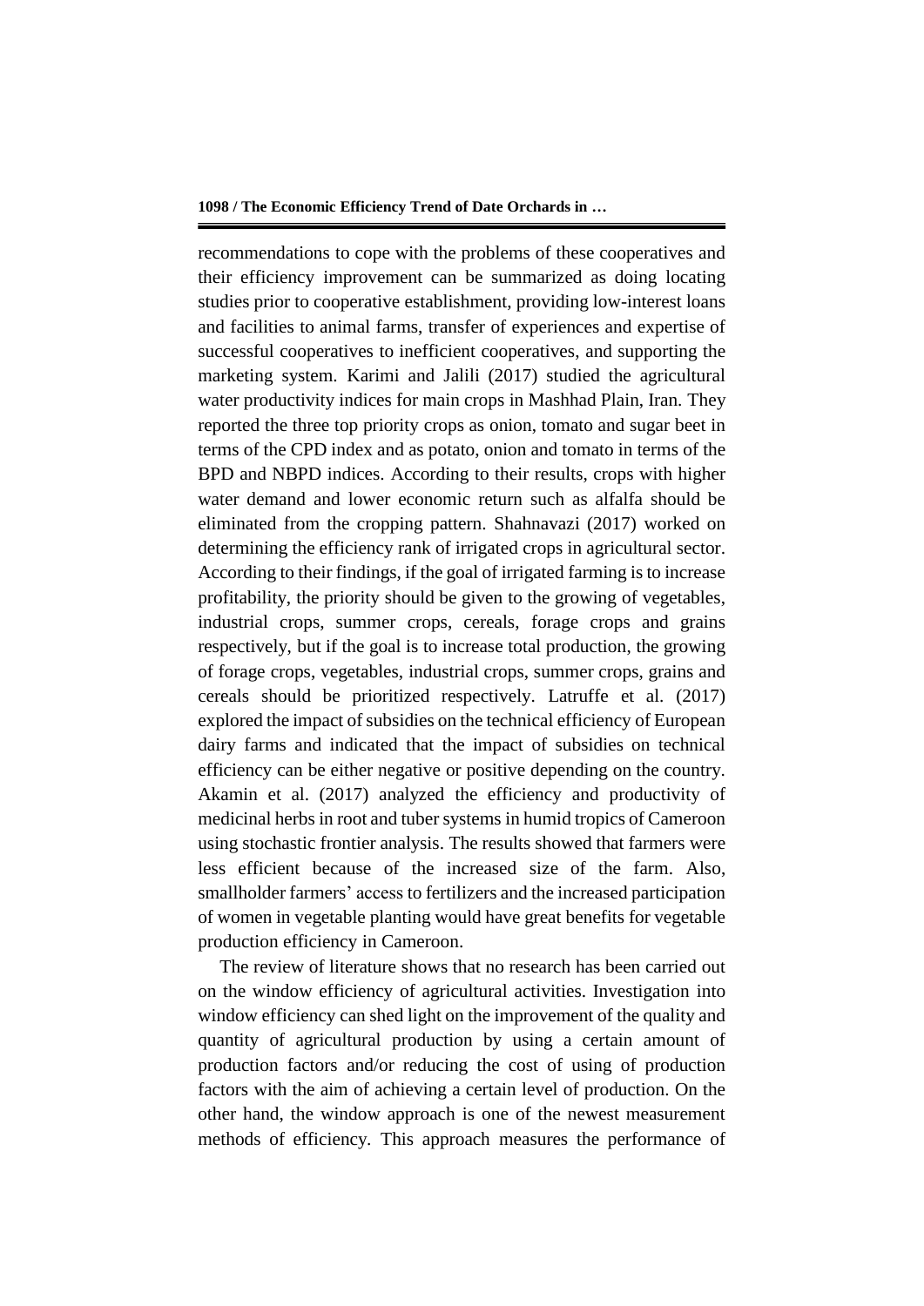recommendations to cope with the problems of these cooperatives and their efficiency improvement can be summarized as doing locating studies prior to cooperative establishment, providing low-interest loans and facilities to animal farms, transfer of experiences and expertise of successful cooperatives to inefficient cooperatives, and supporting the marketing system. Karimi and Jalili (2017) studied the agricultural water productivity indices for main crops in Mashhad Plain, Iran. They reported the three top priority crops as onion, tomato and sugar beet in terms of the CPD index and as potato, onion and tomato in terms of the BPD and NBPD indices. According to their results, crops with higher water demand and lower economic return such as alfalfa should be eliminated from the cropping pattern. Shahnavazi (2017) worked on determining the efficiency rank of irrigated crops in agricultural sector. According to their findings, if the goal of irrigated farming is to increase profitability, the priority should be given to the growing of vegetables, industrial crops, summer crops, cereals, forage crops and grains respectively, but if the goal is to increase total production, the growing of forage crops, vegetables, industrial crops, summer crops, grains and cereals should be prioritized respectively. Latruffe et al. (2017) explored the impact of subsidies on the technical efficiency of European dairy farms and indicated that the impact of subsidies on technical efficiency can be either negative or positive depending on the country. Akamin et al. (2017) analyzed the efficiency and productivity of medicinal herbs in root and tuber systems in humid tropics of Cameroon using stochastic frontier analysis. The results showed that farmers were less efficient because of the increased size of the farm. Also, smallholder farmers' access to fertilizers and the increased participation of women in vegetable planting would have great benefits for vegetable production efficiency in Cameroon.

The review of literature shows that no research has been carried out on the window efficiency of agricultural activities. Investigation into window efficiency can shed light on the improvement of the quality and quantity of agricultural production by using a certain amount of production factors and/or reducing the cost of using of production factors with the aim of achieving a certain level of production. On the other hand, the window approach is one of the newest measurement methods of efficiency. This approach measures the performance of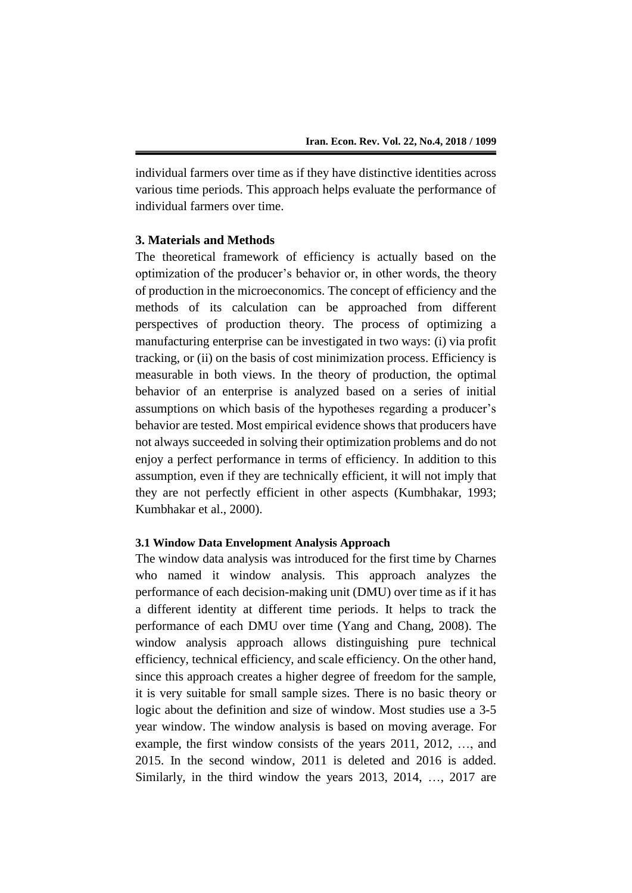individual farmers over time as if they have distinctive identities across various time periods. This approach helps evaluate the performance of individual farmers over time.

## 3. Materials and Methods

The theoretical framework of efficiency is actually based on the optimization of the producer's behavior or, in other words, the theory of production in the microeconomics. The concept of efficiency and the methods of its calculation can be approached from different perspectives of production theory. The process of optimizing a manufacturing enterprise can be investigated in two ways: (i) via profit tracking, or (ii) on the basis of cost minimization process. Efficiency is measurable in both views. In the theory of production, the optimal behavior of an enterprise is analyzed based on a series of initial assumptions on which basis of the hypotheses regarding a producer's behavior are tested. Most empirical evidence shows that producers have not always succeeded in solving their optimization problems and do not enjoy a perfect performance in terms of efficiency. In addition to this assumption, even if they are technically efficient, it will not imply that they are not perfectly efficient in other aspects (Kumbhakar, 1993; Kumbhakar et al., 2000).

### 3.1 Window Data Envelopment Analysis Approach

The window data analysis was introduced for the first time by Charnes who named it window analysis. This approach analyzes the performance of each decision-making unit (DMU) over time as if it has a different identity at different time periods. It helps to track the performance of each DMU over time (Yang and Chang, 2008). The window analysis approach allows distinguishing pure technical efficiency, technical efficiency, and scale efficiency. On the other hand, since this approach creates a higher degree of freedom for the sample, it is very suitable for small sample sizes. There is no basic theory or logic about the definition and size of window. Most studies use a 3-5 year window. The window analysis is based on moving average. For example, the first window consists of the years 2011, 2012, …, and 2015. In the second window, 2011 is deleted and 2016 is added. Similarly, in the third window the years 2013, 2014, …, 2017 are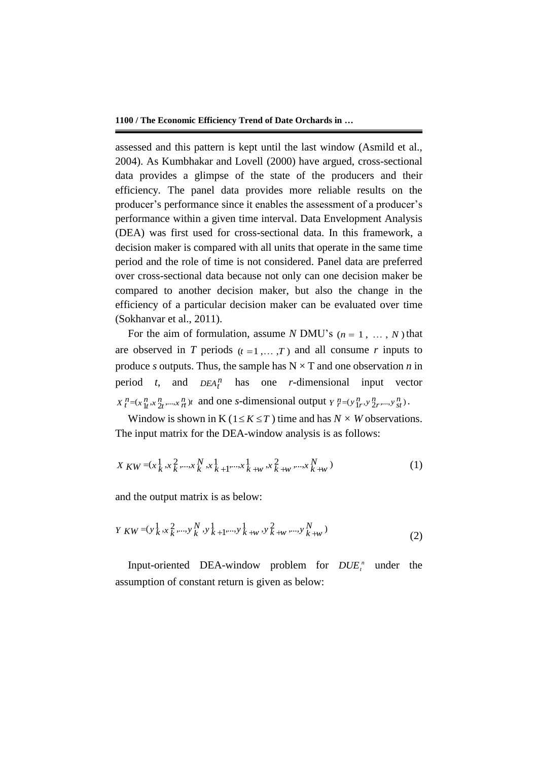assessed and this pattern is kept until the last window (Asmild et al., 2004). As Kumbhakar and Lovell (2000) have argued, cross-sectional data provides a glimpse of the state of the producers and their efficiency. The panel data provides more reliable results on the producer's performance since it enables the assessment of a producer's performance within a given time interval. Data Envelopment Analysis (DEA) was first used for cross-sectional data. In this framework, a decision maker is compared with all units that operate in the same time period and the role of time is not considered. Panel data are preferred over cross-sectional data because not only can one decision maker be compared to another decision maker, but also the change in the efficiency of a particular decision maker can be evaluated over time (Sokhanvar et al., 2011).

For the aim of formulation, assume $N$ DMU's $(n = 1, \ldots, N)$ that are observed in $T$ periods $(t = 1, \ldots, T)$ and all consume $r$ inputs to produce $s$ outputs. Thus, the sample has $N \times T$ and one observation $n$ in period $t$, and $DEA_t^n$ has one $r$-dimensional input vector $X_t^n = (x_{1t}^n, x_{2t}^n, \ldots, x_{rt}^n)t$ and one $s$-dimensional output $Y_r^n = (y_{1r}^n, y_{2r}^n, \ldots, y_{st}^n)$.

Window is shown in K $(1 \le K \le T)$ time and has $N \times W$ observations. The input matrix for the DEA-window analysis is as follows:

$$X_{KW} = (x_k^1, x_k^2, \ldots, x_k^N, x_{k+1}^1, \ldots, x_{k+w}^1, x_{k+w}^2, \ldots, x_{k+w}^N) \tag{1}$$

and the output matrix is as below:

$$Y_{KW} = (y_k^1, x_k^2, \ldots, y_k^N, y_{k+1}^1, \ldots, y_{k+w}^1, y_{k+w}^2, \ldots, y_{k+w}^N) \tag{2}$$

Input-oriented DEA-window problem for $DUE_t^n$ under the assumption of constant return is given as below: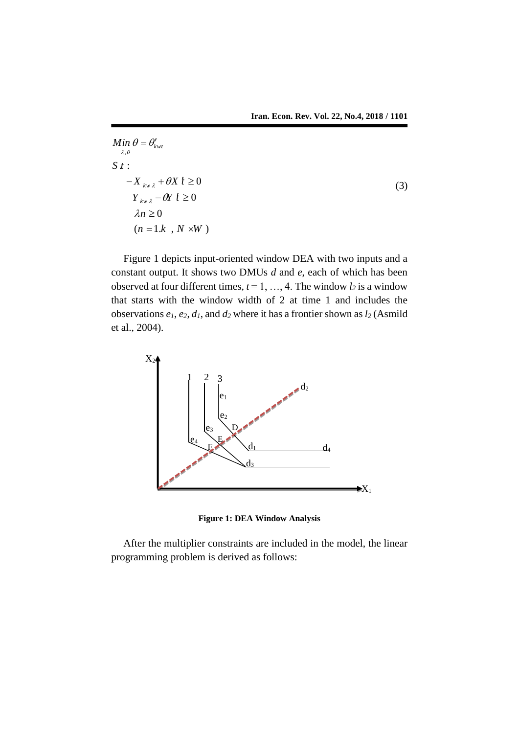$$
\begin{aligned}
& \underset{\lambda,\theta}{Min}\ \theta = \theta'_{kwt} \\
& S.t: \\
& \quad -X_{kw}\lambda + \theta X\ t \geq 0 \\
& \quad Y_{kw}\lambda - \theta Y\ t \geq 0 \\
& \quad \lambda n \geq 0 \\
& \quad (n = 1.k\ \ ,\ N \times W\ )
\end{aligned}
\tag{3}
$$

Figure 1 depicts input-oriented window DEA with two inputs and a constant output. It shows two DMUs *d* and *e*, each of which has been observed at four different times, $t = 1, \ldots, 4$. The window $l_2$ is a window that starts with the window width of 2 at time 1 and includes the observations $e_1$, $e_2$, $d_1$, and $d_2$ where it has a frontier shown as $l_2$ (Asmild et al., 2004).

**Figure 1: DEA Window Analysis**

After the multiplier constraints are included in the model, the linear programming problem is derived as follows: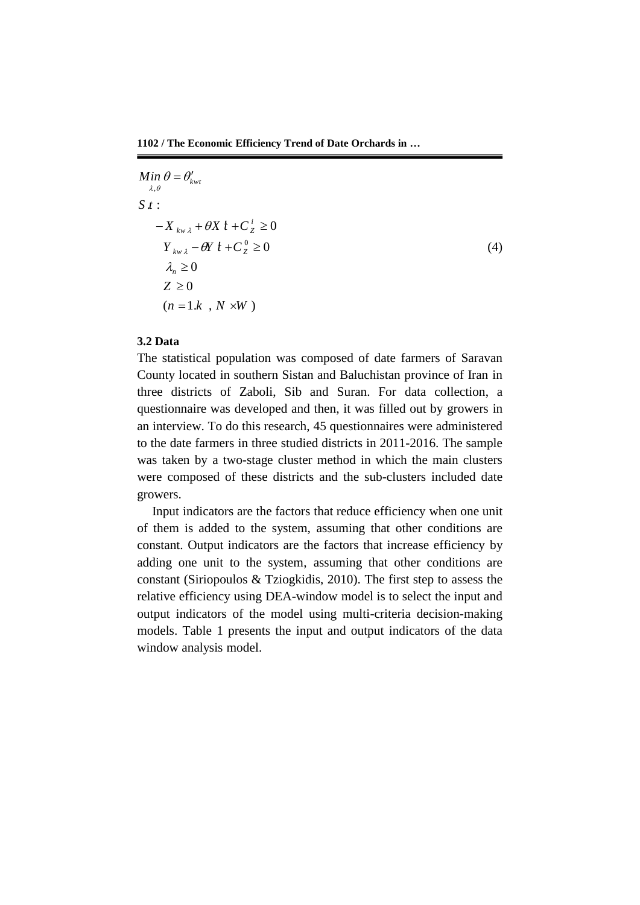$$
\begin{aligned}
&\underset{\lambda,\theta}{Min}\ \theta = \theta'_{kwt} \\
&S.t: \\
&\quad -X_{kw}\lambda + \theta X\,t + C_Z^{\,i} \geq 0 \\
&\quad Y_{kw}\lambda - \theta Y\,t + C_Z^{\,0} \geq 0 \\
&\quad \lambda_n \geq 0 \\
&\quad Z \geq 0 \\
&\quad (n = 1.k\ \ ,\ N \times W\ )
\end{aligned}
\tag{4}
$$

### 3.2 Data

The statistical population was composed of date farmers of Saravan County located in southern Sistan and Baluchistan province of Iran in three districts of Zaboli, Sib and Suran. For data collection, a questionnaire was developed and then, it was filled out by growers in an interview. To do this research, 45 questionnaires were administered to the date farmers in three studied districts in 2011-2016. The sample was taken by a two-stage cluster method in which the main clusters were composed of these districts and the sub-clusters included date growers.

Input indicators are the factors that reduce efficiency when one unit of them is added to the system, assuming that other conditions are constant. Output indicators are the factors that increase efficiency by adding one unit to the system, assuming that other conditions are constant (Siriopoulos & Tziogkidis, 2010). The first step to assess the relative efficiency using DEA-window model is to select the input and output indicators of the model using multi-criteria decision-making models. Table 1 presents the input and output indicators of the data window analysis model.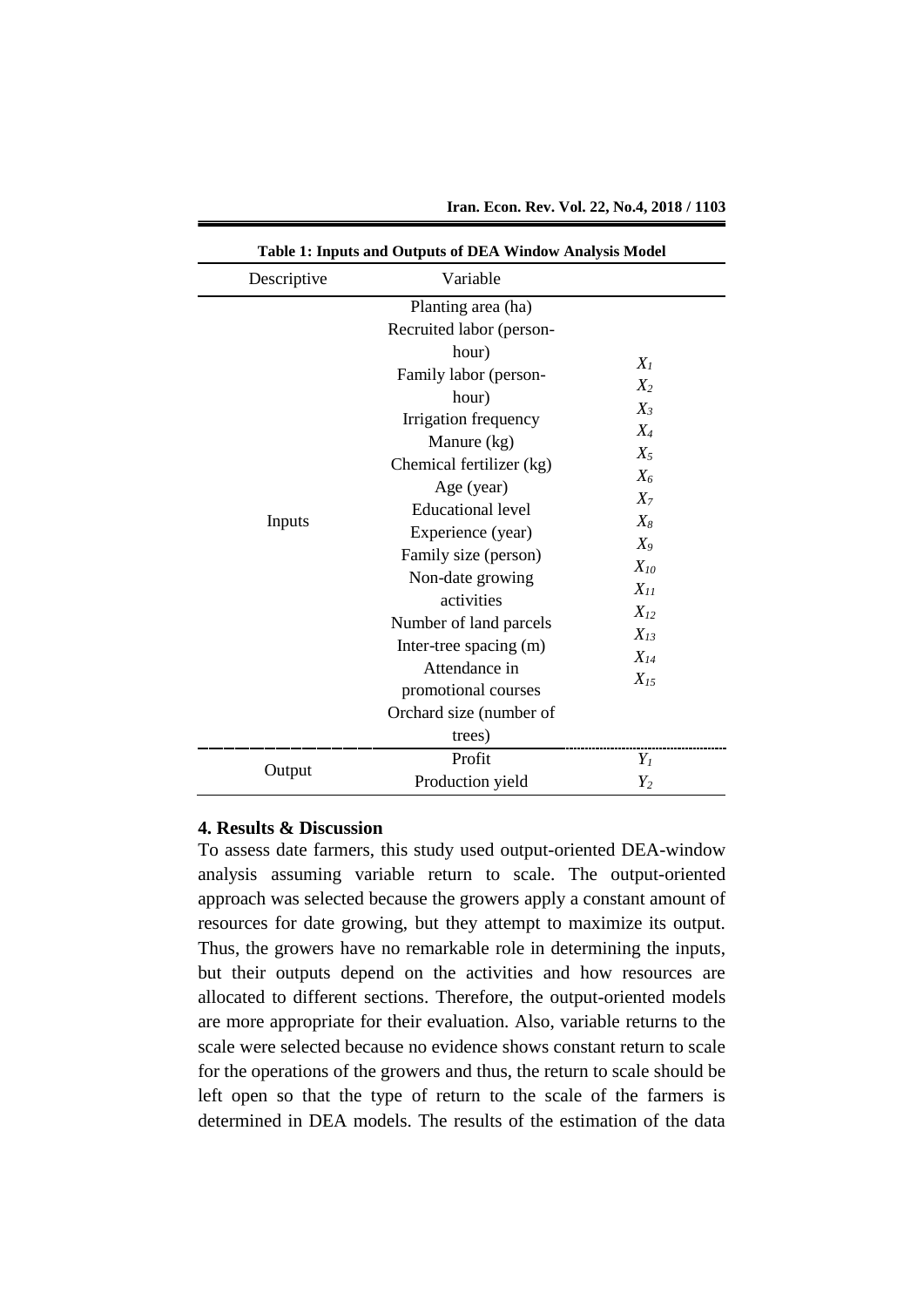**Table 1: Inputs and Outputs of DEA Window Analysis Model**

| Descriptive | Variable | |
|---|---|---|
| Inputs | Planting area (ha) | $X_1$ |
| | Recruited labor (person-hour) | $X_2$ |
| | Family labor (person-hour) | $X_3$ |
| | Irrigation frequency | $X_4$ |
| | Manure (kg) | $X_5$ |
| | Chemical fertilizer (kg) | $X_6$ |
| | Age (year) | $X_7$ |
| | Educational level | $X_8$ |
| | Experience (year) | $X_9$ |
| | Family size (person) | $X_{10}$ |
| | Non-date growing activities | $X_{11}$ |
| | Number of land parcels | $X_{12}$ |
| | Inter-tree spacing (m) | $X_{13}$ |
| | Attendance in promotional courses | $X_{14}$ |
| | Orchard size (number of trees) | $X_{15}$ |
| Output | Profit | $Y_1$ |
| | Production yield | $Y_2$ |

## 4. Results & Discussion

To assess date farmers, this study used output-oriented DEA-window analysis assuming variable return to scale. The output-oriented approach was selected because the growers apply a constant amount of resources for date growing, but they attempt to maximize its output. Thus, the growers have no remarkable role in determining the inputs, but their outputs depend on the activities and how resources are allocated to different sections. Therefore, the output-oriented models are more appropriate for their evaluation. Also, variable returns to the scale were selected because no evidence shows constant return to scale for the operations of the growers and thus, the return to scale should be left open so that the type of return to the scale of the farmers is determined in DEA models. The results of the estimation of the data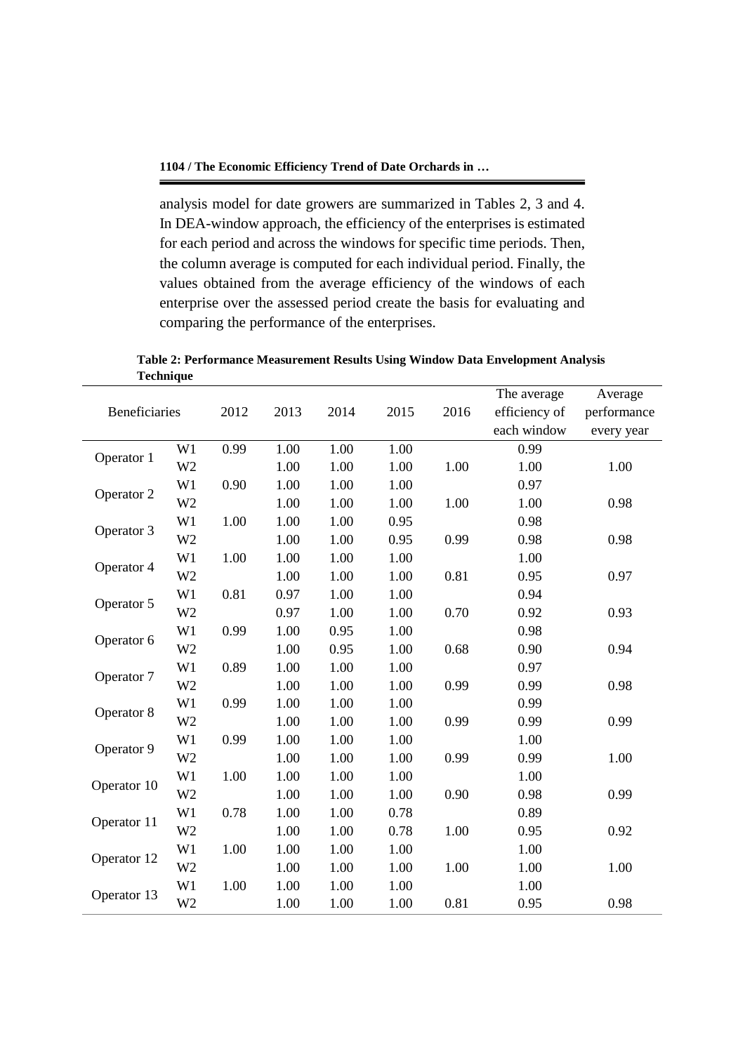analysis model for date growers are summarized in Tables 2, 3 and 4. In DEA-window approach, the efficiency of the enterprises is estimated for each period and across the windows for specific time periods. Then, the column average is computed for each individual period. Finally, the values obtained from the average efficiency of the windows of each enterprise over the assessed period create the basis for evaluating and comparing the performance of the enterprises.

**Table 2: Performance Measurement Results Using Window Data Envelopment Analysis Technique**

| Beneficiaries | | 2012 | 2013 | 2014 | 2015 | 2016 | The average efficiency of each window | Average performance every year |
|---|---|---|---|---|---|---|---|---|
| Operator 1 | W1 | 0.99 | 1.00 | 1.00 | 1.00 | | 0.99 | |
| | W2 | | 1.00 | 1.00 | 1.00 | 1.00 | 1.00 | 1.00 |
| Operator 2 | W1 | 0.90 | 1.00 | 1.00 | 1.00 | | 0.97 | |
| | W2 | | 1.00 | 1.00 | 1.00 | 1.00 | 1.00 | 0.98 |
| Operator 3 | W1 | 1.00 | 1.00 | 1.00 | 0.95 | | 0.98 | |
| | W2 | | 1.00 | 1.00 | 0.95 | 0.99 | 0.98 | 0.98 |
| Operator 4 | W1 | 1.00 | 1.00 | 1.00 | 1.00 | | 1.00 | |
| | W2 | | 1.00 | 1.00 | 1.00 | 0.81 | 0.95 | 0.97 |
| Operator 5 | W1 | 0.81 | 0.97 | 1.00 | 1.00 | | 0.94 | |
| | W2 | | 0.97 | 1.00 | 1.00 | 0.70 | 0.92 | 0.93 |
| Operator 6 | W1 | 0.99 | 1.00 | 0.95 | 1.00 | | 0.98 | |
| | W2 | | 1.00 | 0.95 | 1.00 | 0.68 | 0.90 | 0.94 |
| Operator 7 | W1 | 0.89 | 1.00 | 1.00 | 1.00 | | 0.97 | |
| | W2 | | 1.00 | 1.00 | 1.00 | 0.99 | 0.99 | 0.98 |
| Operator 8 | W1 | 0.99 | 1.00 | 1.00 | 1.00 | | 0.99 | |
| | W2 | | 1.00 | 1.00 | 1.00 | 0.99 | 0.99 | 0.99 |
| Operator 9 | W1 | 0.99 | 1.00 | 1.00 | 1.00 | | 1.00 | |
| | W2 | | 1.00 | 1.00 | 1.00 | 0.99 | 0.99 | 1.00 |
| Operator 10 | W1 | 1.00 | 1.00 | 1.00 | 1.00 | | 1.00 | |
| | W2 | | 1.00 | 1.00 | 1.00 | 0.90 | 0.98 | 0.99 |
| Operator 11 | W1 | 0.78 | 1.00 | 1.00 | 0.78 | | 0.89 | |
| | W2 | | 1.00 | 1.00 | 0.78 | 1.00 | 0.95 | 0.92 |
| Operator 12 | W1 | 1.00 | 1.00 | 1.00 | 1.00 | | 1.00 | |
| | W2 | | 1.00 | 1.00 | 1.00 | 1.00 | 1.00 | 1.00 |
| Operator 13 | W1 | 1.00 | 1.00 | 1.00 | 1.00 | | 1.00 | |
| | W2 | | 1.00 | 1.00 | 1.00 | 0.81 | 0.95 | 0.98 |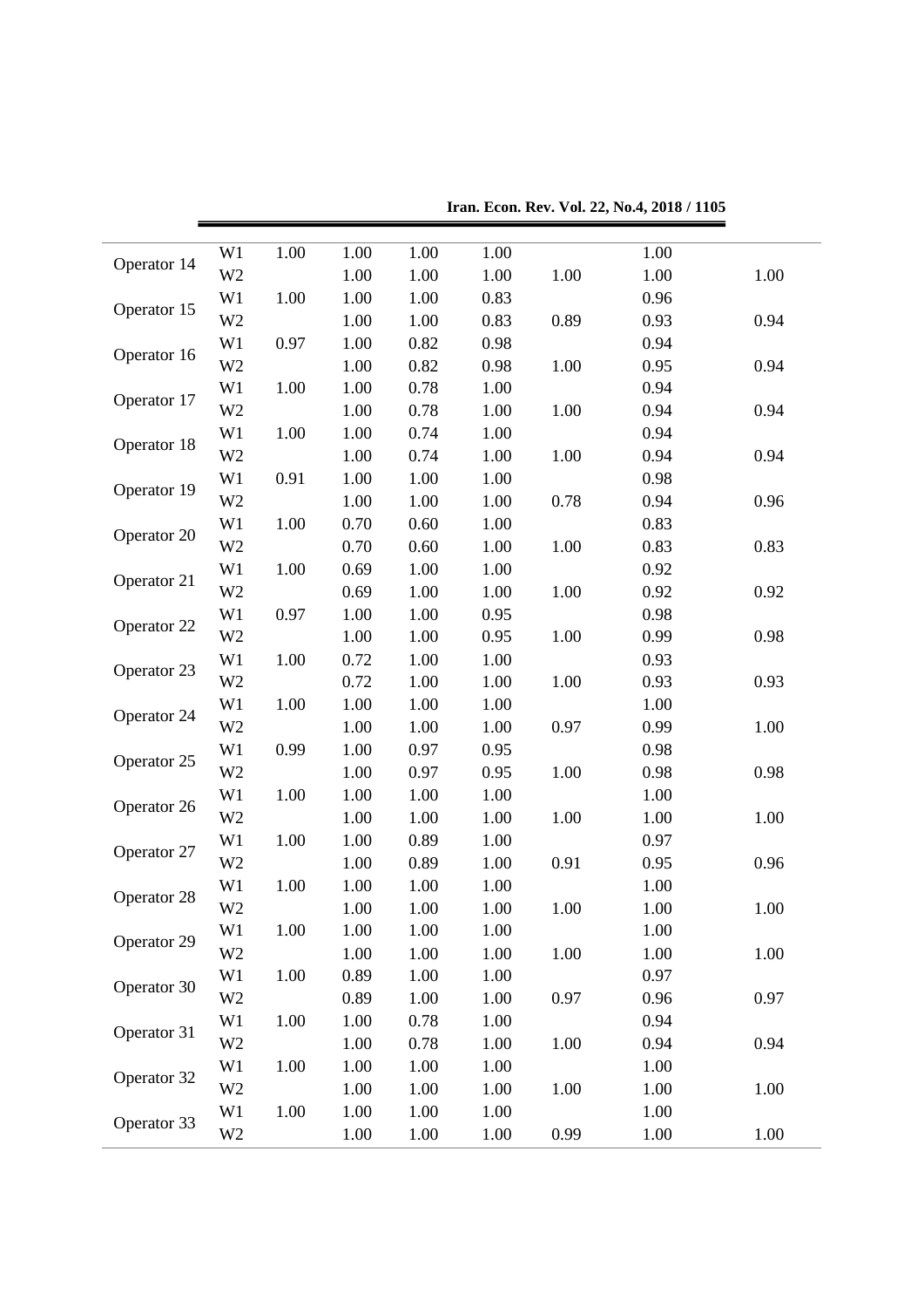| | | | | | | | | |
|---|---|---|---|---|---|---|---|---|
| Operator 14 | W1 | 1.00 | 1.00 | 1.00 | 1.00 | | 1.00 | |
| | W2 | | 1.00 | 1.00 | 1.00 | 1.00 | 1.00 | 1.00 |
| Operator 15 | W1 | 1.00 | 1.00 | 1.00 | 0.83 | | 0.96 | |
| | W2 | | 1.00 | 1.00 | 0.83 | 0.89 | 0.93 | 0.94 |
| Operator 16 | W1 | 0.97 | 1.00 | 0.82 | 0.98 | | 0.94 | |
| | W2 | | 1.00 | 0.82 | 0.98 | 1.00 | 0.95 | 0.94 |
| Operator 17 | W1 | 1.00 | 1.00 | 0.78 | 1.00 | | 0.94 | |
| | W2 | | 1.00 | 0.78 | 1.00 | 1.00 | 0.94 | 0.94 |
| Operator 18 | W1 | 1.00 | 1.00 | 0.74 | 1.00 | | 0.94 | |
| | W2 | | 1.00 | 0.74 | 1.00 | 1.00 | 0.94 | 0.94 |
| Operator 19 | W1 | 0.91 | 1.00 | 1.00 | 1.00 | | 0.98 | |
| | W2 | | 1.00 | 1.00 | 1.00 | 0.78 | 0.94 | 0.96 |
| Operator 20 | W1 | 1.00 | 0.70 | 0.60 | 1.00 | | 0.83 | |
| | W2 | | 0.70 | 0.60 | 1.00 | 1.00 | 0.83 | 0.83 |
| Operator 21 | W1 | 1.00 | 0.69 | 1.00 | 1.00 | | 0.92 | |
| | W2 | | 0.69 | 1.00 | 1.00 | 1.00 | 0.92 | 0.92 |
| Operator 22 | W1 | 0.97 | 1.00 | 1.00 | 0.95 | | 0.98 | |
| | W2 | | 1.00 | 1.00 | 0.95 | 1.00 | 0.99 | 0.98 |
| Operator 23 | W1 | 1.00 | 0.72 | 1.00 | 1.00 | | 0.93 | |
| | W2 | | 0.72 | 1.00 | 1.00 | 1.00 | 0.93 | 0.93 |
| Operator 24 | W1 | 1.00 | 1.00 | 1.00 | 1.00 | | 1.00 | |
| | W2 | | 1.00 | 1.00 | 1.00 | 0.97 | 0.99 | 1.00 |
| Operator 25 | W1 | 0.99 | 1.00 | 0.97 | 0.95 | | 0.98 | |
| | W2 | | 1.00 | 0.97 | 0.95 | 1.00 | 0.98 | 0.98 |
| Operator 26 | W1 | 1.00 | 1.00 | 1.00 | 1.00 | | 1.00 | |
| | W2 | | 1.00 | 1.00 | 1.00 | 1.00 | 1.00 | 1.00 |
| Operator 27 | W1 | 1.00 | 1.00 | 0.89 | 1.00 | | 0.97 | |
| | W2 | | 1.00 | 0.89 | 1.00 | 0.91 | 0.95 | 0.96 |
| Operator 28 | W1 | 1.00 | 1.00 | 1.00 | 1.00 | | 1.00 | |
| | W2 | | 1.00 | 1.00 | 1.00 | 1.00 | 1.00 | 1.00 |
| Operator 29 | W1 | 1.00 | 1.00 | 1.00 | 1.00 | | 1.00 | |
| | W2 | | 1.00 | 1.00 | 1.00 | 1.00 | 1.00 | 1.00 |
| Operator 30 | W1 | 1.00 | 0.89 | 1.00 | 1.00 | | 0.97 | |
| | W2 | | 0.89 | 1.00 | 1.00 | 0.97 | 0.96 | 0.97 |
| Operator 31 | W1 | 1.00 | 1.00 | 0.78 | 1.00 | | 0.94 | |
| | W2 | | 1.00 | 0.78 | 1.00 | 1.00 | 0.94 | 0.94 |
| Operator 32 | W1 | 1.00 | 1.00 | 1.00 | 1.00 | | 1.00 | |
| | W2 | | 1.00 | 1.00 | 1.00 | 1.00 | 1.00 | 1.00 |
| Operator 33 | W1 | 1.00 | 1.00 | 1.00 | 1.00 | | 1.00 | |
| | W2 | | 1.00 | 1.00 | 1.00 | 0.99 | 1.00 | 1.00 |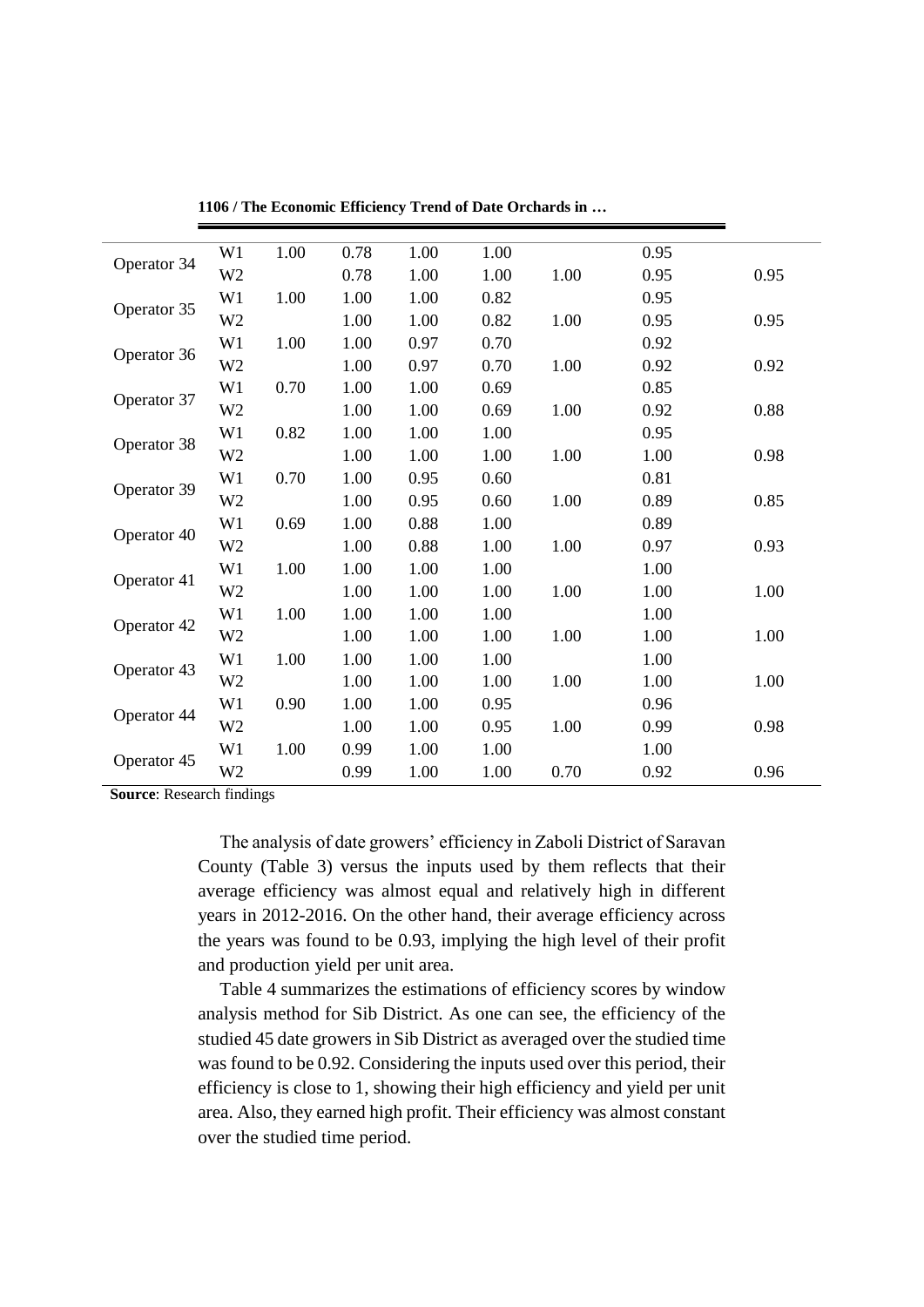| | | | | | | | | |
|---|---|---|---|---|---|---|---|---|
| Operator 34 | W1 | 1.00 | 0.78 | 1.00 | 1.00 | | 0.95 | |
| | W2 | | 0.78 | 1.00 | 1.00 | 1.00 | 0.95 | 0.95 |
| Operator 35 | W1 | 1.00 | 1.00 | 1.00 | 0.82 | | 0.95 | |
| | W2 | | 1.00 | 1.00 | 0.82 | 1.00 | 0.95 | 0.95 |
| Operator 36 | W1 | 1.00 | 1.00 | 0.97 | 0.70 | | 0.92 | |
| | W2 | | 1.00 | 0.97 | 0.70 | 1.00 | 0.92 | 0.92 |
| Operator 37 | W1 | 0.70 | 1.00 | 1.00 | 0.69 | | 0.85 | |
| | W2 | | 1.00 | 1.00 | 0.69 | 1.00 | 0.92 | 0.88 |
| Operator 38 | W1 | 0.82 | 1.00 | 1.00 | 1.00 | | 0.95 | |
| | W2 | | 1.00 | 1.00 | 1.00 | 1.00 | 1.00 | 0.98 |
| Operator 39 | W1 | 0.70 | 1.00 | 0.95 | 0.60 | | 0.81 | |
| | W2 | | 1.00 | 0.95 | 0.60 | 1.00 | 0.89 | 0.85 |
| Operator 40 | W1 | 0.69 | 1.00 | 0.88 | 1.00 | | 0.89 | |
| | W2 | | 1.00 | 0.88 | 1.00 | 1.00 | 0.97 | 0.93 |
| Operator 41 | W1 | 1.00 | 1.00 | 1.00 | 1.00 | | 1.00 | |
| | W2 | | 1.00 | 1.00 | 1.00 | 1.00 | 1.00 | 1.00 |
| Operator 42 | W1 | 1.00 | 1.00 | 1.00 | 1.00 | | 1.00 | |
| | W2 | | 1.00 | 1.00 | 1.00 | 1.00 | 1.00 | 1.00 |
| Operator 43 | W1 | 1.00 | 1.00 | 1.00 | 1.00 | | 1.00 | |
| | W2 | | 1.00 | 1.00 | 1.00 | 1.00 | 1.00 | 1.00 |
| Operator 44 | W1 | 0.90 | 1.00 | 1.00 | 0.95 | | 0.96 | |
| | W2 | | 1.00 | 1.00 | 0.95 | 1.00 | 0.99 | 0.98 |
| Operator 45 | W1 | 1.00 | 0.99 | 1.00 | 1.00 | | 1.00 | |
| | W2 | | 0.99 | 1.00 | 1.00 | 0.70 | 0.92 | 0.96 |

**Source**: Research findings

The analysis of date growers' efficiency in Zaboli District of Saravan County (Table 3) versus the inputs used by them reflects that their average efficiency was almost equal and relatively high in different years in 2012-2016. On the other hand, their average efficiency across the years was found to be 0.93, implying the high level of their profit and production yield per unit area.

Table 4 summarizes the estimations of efficiency scores by window analysis method for Sib District. As one can see, the efficiency of the studied 45 date growers in Sib District as averaged over the studied time was found to be 0.92. Considering the inputs used over this period, their efficiency is close to 1, showing their high efficiency and yield per unit area. Also, they earned high profit. Their efficiency was almost constant over the studied time period.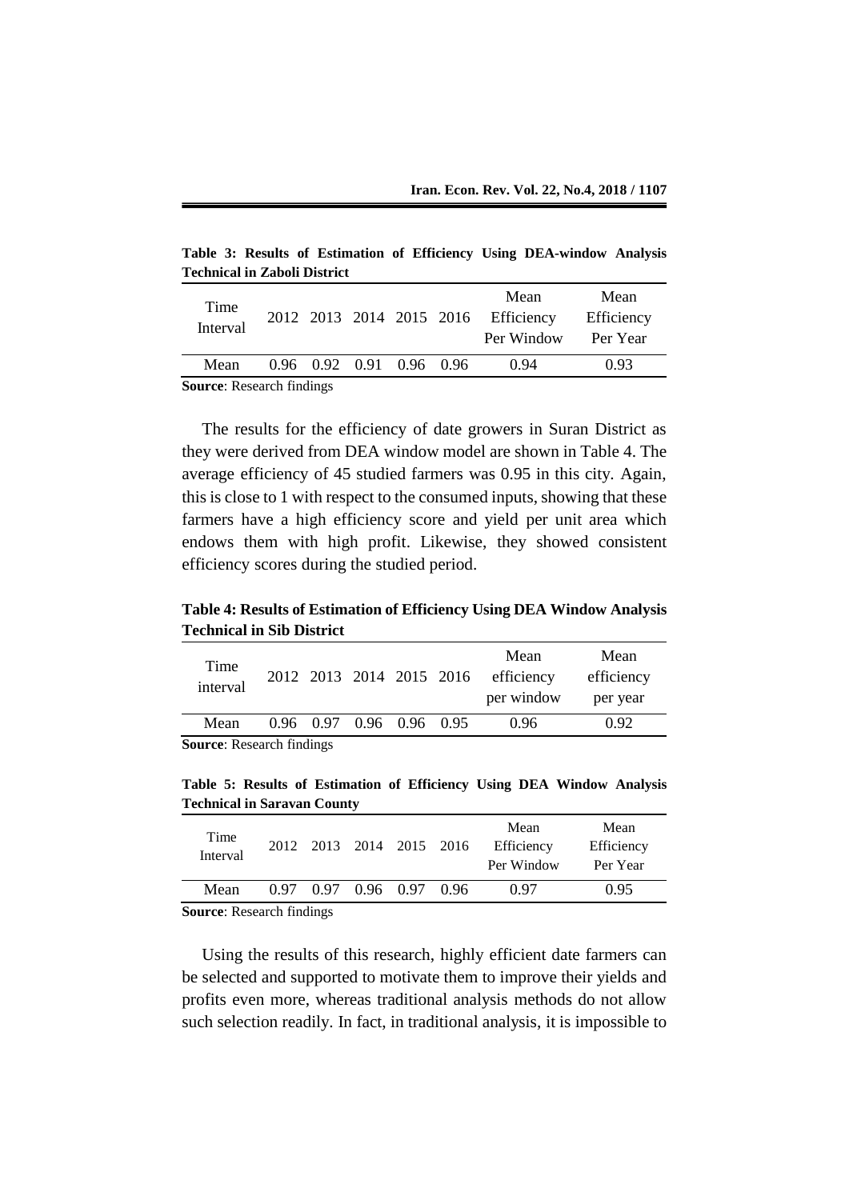**Table 3: Results of Estimation of Efficiency Using DEA-window Analysis Technical in Zaboli District**

| Time Interval | 2012 | 2013 | 2014 | 2015 | 2016 | Mean Efficiency Per Window | Mean Efficiency Per Year |
|---|---|---|---|---|---|---|---|
| Mean | 0.96 | 0.92 | 0.91 | 0.96 | 0.96 | 0.94 | 0.93 |

**Source**: Research findings

The results for the efficiency of date growers in Suran District as they were derived from DEA window model are shown in Table 4. The average efficiency of 45 studied farmers was 0.95 in this city. Again, this is close to 1 with respect to the consumed inputs, showing that these farmers have a high efficiency score and yield per unit area which endows them with high profit. Likewise, they showed consistent efficiency scores during the studied period.

**Table 4: Results of Estimation of Efficiency Using DEA Window Analysis Technical in Sib District**

| Time interval | 2012 | 2013 | 2014 | 2015 | 2016 | Mean efficiency per window | Mean efficiency per year |
|---|---|---|---|---|---|---|---|
| Mean | 0.96 | 0.97 | 0.96 | 0.96 | 0.95 | 0.96 | 0.92 |

**Source**: Research findings

**Table 5: Results of Estimation of Efficiency Using DEA Window Analysis Technical in Saravan County**

| Time Interval | 2012 | 2013 | 2014 | 2015 | 2016 | Mean Efficiency Per Window | Mean Efficiency Per Year |
|---|---|---|---|---|---|---|---|
| Mean | 0.97 | 0.97 | 0.96 | 0.97 | 0.96 | 0.97 | 0.95 |

**Source**: Research findings

Using the results of this research, highly efficient date farmers can be selected and supported to motivate them to improve their yields and profits even more, whereas traditional analysis methods do not allow such selection readily. In fact, in traditional analysis, it is impossible to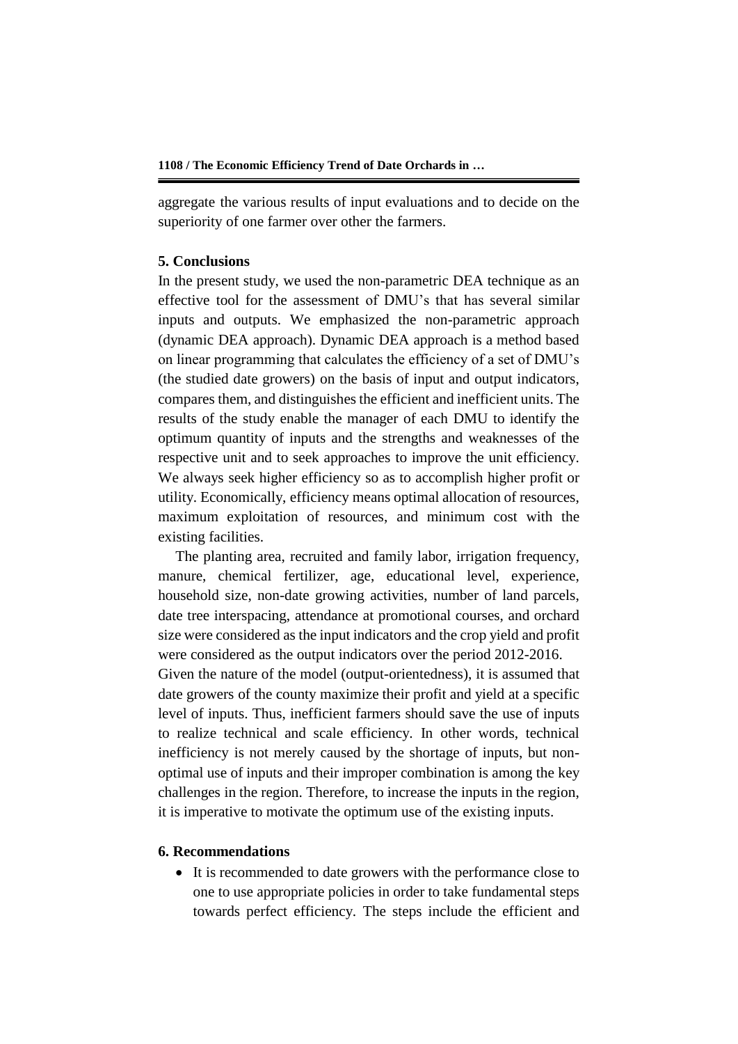aggregate the various results of input evaluations and to decide on the superiority of one farmer over other the farmers.

## 5. Conclusions

In the present study, we used the non-parametric DEA technique as an effective tool for the assessment of DMU's that has several similar inputs and outputs. We emphasized the non-parametric approach (dynamic DEA approach). Dynamic DEA approach is a method based on linear programming that calculates the efficiency of a set of DMU's (the studied date growers) on the basis of input and output indicators, compares them, and distinguishes the efficient and inefficient units. The results of the study enable the manager of each DMU to identify the optimum quantity of inputs and the strengths and weaknesses of the respective unit and to seek approaches to improve the unit efficiency. We always seek higher efficiency so as to accomplish higher profit or utility. Economically, efficiency means optimal allocation of resources, maximum exploitation of resources, and minimum cost with the existing facilities.

The planting area, recruited and family labor, irrigation frequency, manure, chemical fertilizer, age, educational level, experience, household size, non-date growing activities, number of land parcels, date tree interspacing, attendance at promotional courses, and orchard size were considered as the input indicators and the crop yield and profit were considered as the output indicators over the period 2012-2016.
Given the nature of the model (output-orientedness), it is assumed that date growers of the county maximize their profit and yield at a specific level of inputs. Thus, inefficient farmers should save the use of inputs to realize technical and scale efficiency. In other words, technical inefficiency is not merely caused by the shortage of inputs, but non-optimal use of inputs and their improper combination is among the key challenges in the region. Therefore, to increase the inputs in the region, it is imperative to motivate the optimum use of the existing inputs.

## 6. Recommendations

- It is recommended to date growers with the performance close to one to use appropriate policies in order to take fundamental steps towards perfect efficiency. The steps include the efficient and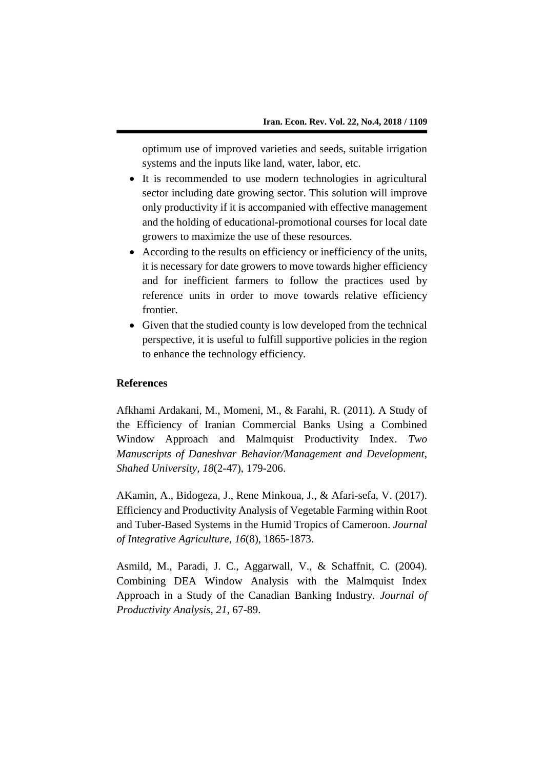optimum use of improved varieties and seeds, suitable irrigation systems and the inputs like land, water, labor, etc.

- It is recommended to use modern technologies in agricultural sector including date growing sector. This solution will improve only productivity if it is accompanied with effective management and the holding of educational-promotional courses for local date growers to maximize the use of these resources.
- According to the results on efficiency or inefficiency of the units, it is necessary for date growers to move towards higher efficiency and for inefficient farmers to follow the practices used by reference units in order to move towards relative efficiency frontier.
- Given that the studied county is low developed from the technical perspective, it is useful to fulfill supportive policies in the region to enhance the technology efficiency.

## References

Afkhami Ardakani, M., Momeni, M., & Farahi, R. (2011). A Study of the Efficiency of Iranian Commercial Banks Using a Combined Window Approach and Malmquist Productivity Index. *Two Manuscripts of Daneshvar Behavior/Management and Development*, *Shahed University*, *18*(2-47), 179-206.

AKamin, A., Bidogeza, J., Rene Minkoua, J., & Afari-sefa, V. (2017). Efficiency and Productivity Analysis of Vegetable Farming within Root and Tuber-Based Systems in the Humid Tropics of Cameroon. *Journal of Integrative Agriculture*, *16*(8), 1865-1873.

Asmild, M., Paradi, J. C., Aggarwall, V., & Schaffnit, C. (2004). Combining DEA Window Analysis with the Malmquist Index Approach in a Study of the Canadian Banking Industry. *Journal of Productivity Analysis, 21*, 67-89.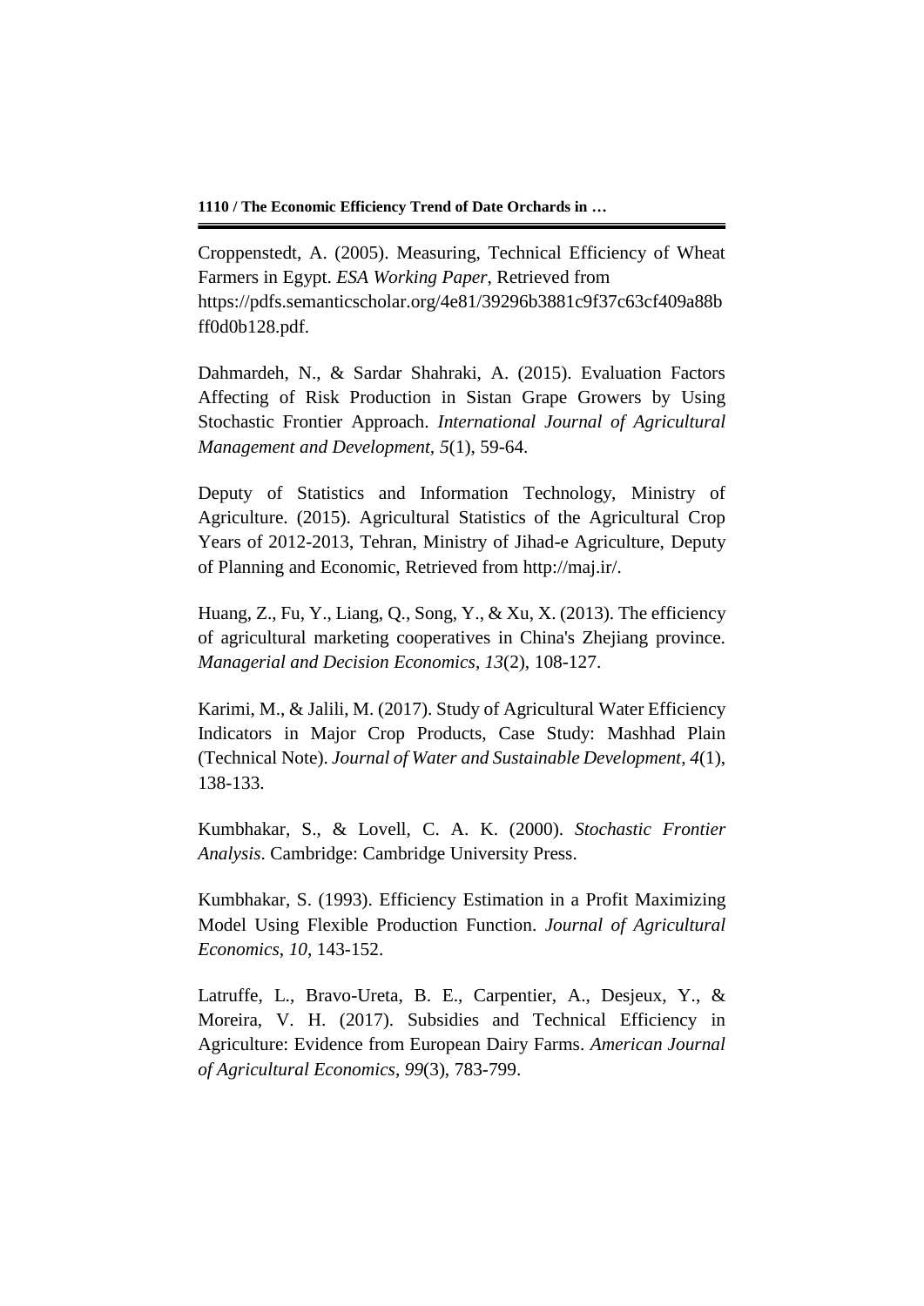Croppenstedt, A. (2005). Measuring, Technical Efficiency of Wheat Farmers in Egypt. *ESA Working Paper*, Retrieved from https://pdfs.semanticscholar.org/4e81/39296b3881c9f37c63cf409a88bff0d0b128.pdf.

Dahmardeh, N., & Sardar Shahraki, A. (2015). Evaluation Factors Affecting of Risk Production in Sistan Grape Growers by Using Stochastic Frontier Approach. *International Journal of Agricultural Management and Development, 5*(1), 59-64.

Deputy of Statistics and Information Technology, Ministry of Agriculture. (2015). Agricultural Statistics of the Agricultural Crop Years of 2012-2013, Tehran, Ministry of Jihad-e Agriculture, Deputy of Planning and Economic, Retrieved from http://maj.ir/.

Huang, Z., Fu, Y., Liang, Q., Song, Y., & Xu, X. (2013). The efficiency of agricultural marketing cooperatives in China's Zhejiang province. *Managerial and Decision Economics*, *13*(2), 108-127.

Karimi, M., & Jalili, M. (2017). Study of Agricultural Water Efficiency Indicators in Major Crop Products, Case Study: Mashhad Plain (Technical Note). *Journal of Water and Sustainable Development*, *4*(1), 138-133.

Kumbhakar, S., & Lovell, C. A. K. (2000). *Stochastic Frontier Analysis*. Cambridge: Cambridge University Press.

Kumbhakar, S. (1993). Efficiency Estimation in a Profit Maximizing Model Using Flexible Production Function. *Journal of Agricultural Economics*, *10*, 143-152.

Latruffe, L., Bravo-Ureta, B. E., Carpentier, A., Desjeux, Y., & Moreira, V. H. (2017). Subsidies and Technical Efficiency in Agriculture: Evidence from European Dairy Farms. *American Journal of Agricultural Economics*, *99*(3), 783-799.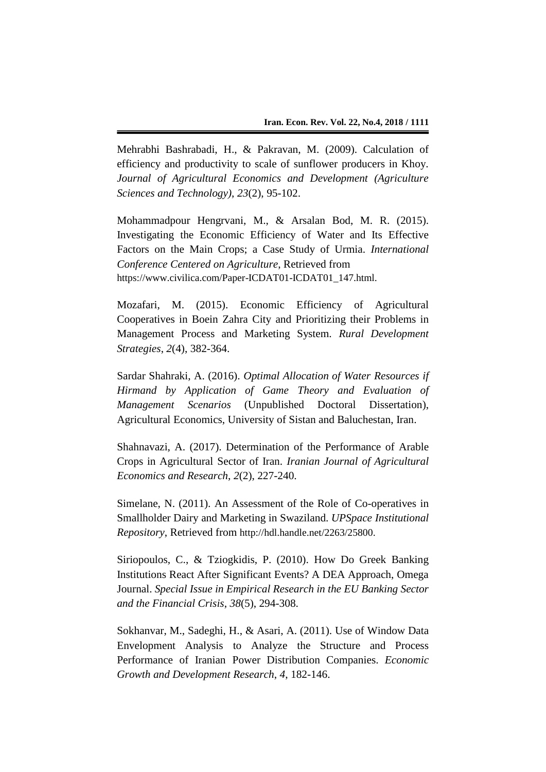Mehrabhi Bashrabadi, H., & Pakravan, M. (2009). Calculation of efficiency and productivity to scale of sunflower producers in Khoy. *Journal of Agricultural Economics and Development (Agriculture Sciences and Technology)*, *23*(2), 95-102.

Mohammadpour Hengrvani, M., & Arsalan Bod, M. R. (2015). Investigating the Economic Efficiency of Water and Its Effective Factors on the Main Crops; a Case Study of Urmia. *International Conference Centered on Agriculture*, Retrieved from https://www.civilica.com/Paper-ICDAT01-ICDAT01_147.html.

Mozafari, M. (2015). Economic Efficiency of Agricultural Cooperatives in Boein Zahra City and Prioritizing their Problems in Management Process and Marketing System. *Rural Development Strategies*, *2*(4), 382-364.

Sardar Shahraki, A. (2016). *Optimal Allocation of Water Resources if Hirmand by Application of Game Theory and Evaluation of Management Scenarios* (Unpublished Doctoral Dissertation), Agricultural Economics, University of Sistan and Baluchestan, Iran.

Shahnavazi, A. (2017). Determination of the Performance of Arable Crops in Agricultural Sector of Iran. *Iranian Journal of Agricultural Economics and Research*, *2*(2), 227-240.

Simelane, N. (2011). An Assessment of the Role of Co-operatives in Smallholder Dairy and Marketing in Swaziland. *UPSpace Institutional Repository*, Retrieved from http://hdl.handle.net/2263/25800.

Siriopoulos, C., & Tziogkidis, P. (2010). How Do Greek Banking Institutions React After Significant Events? A DEA Approach, Omega Journal. *Special Issue in Empirical Research in the EU Banking Sector and the Financial Crisis*, *38*(5), 294-308.

Sokhanvar, M., Sadeghi, H., & Asari, A. (2011). Use of Window Data Envelopment Analysis to Analyze the Structure and Process Performance of Iranian Power Distribution Companies. *Economic Growth and Development Research*, *4*, 182-146.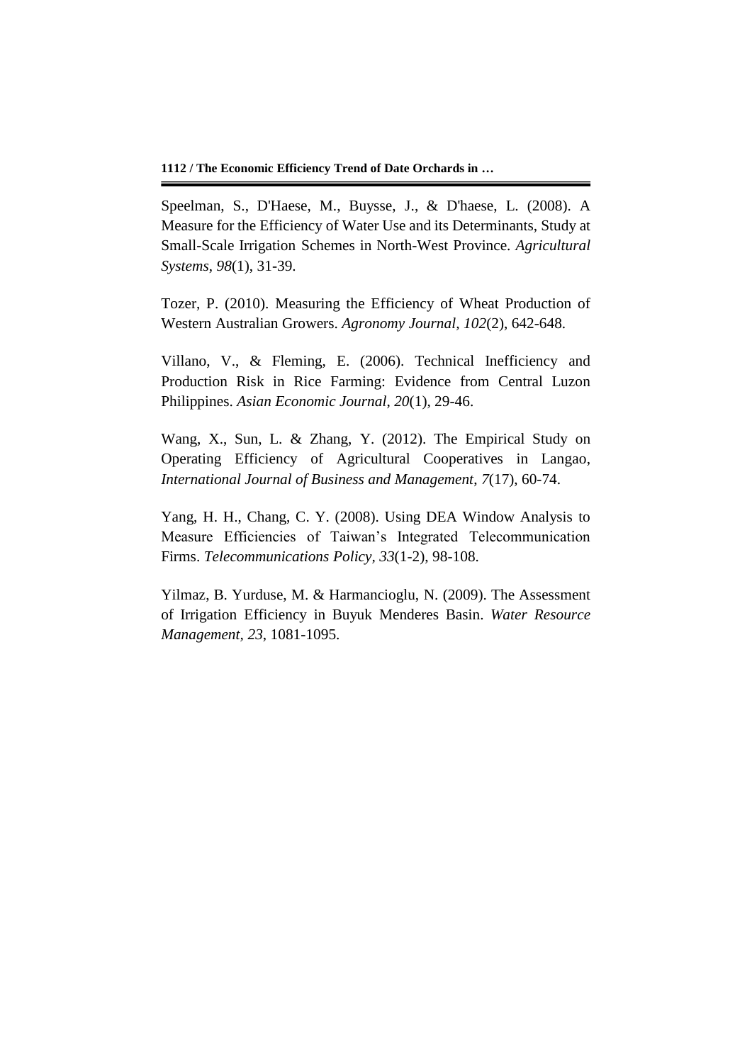Speelman, S., D'Haese, M., Buysse, J., & D'haese, L. (2008). A Measure for the Efficiency of Water Use and its Determinants, Study at Small-Scale Irrigation Schemes in North-West Province. *Agricultural Systems*, *98*(1), 31-39.

Tozer, P. (2010). Measuring the Efficiency of Wheat Production of Western Australian Growers. *Agronomy Journal, 102*(2), 642-648.

Villano, V., & Fleming, E. (2006). Technical Inefficiency and Production Risk in Rice Farming: Evidence from Central Luzon Philippines. *Asian Economic Journal*, *20*(1), 29-46.

Wang, X., Sun, L. & Zhang, Y. (2012). The Empirical Study on Operating Efficiency of Agricultural Cooperatives in Langao, *International Journal of Business and Management*, *7*(17), 60-74.

Yang, H. H., Chang, C. Y. (2008). Using DEA Window Analysis to Measure Efficiencies of Taiwan's Integrated Telecommunication Firms. *Telecommunications Policy, 33*(1-2), 98-108.

Yilmaz, B. Yurduse, M. & Harmancioglu, N. (2009). The Assessment of Irrigation Efficiency in Buyuk Menderes Basin. *Water Resource Management*, *23*, 1081-1095.